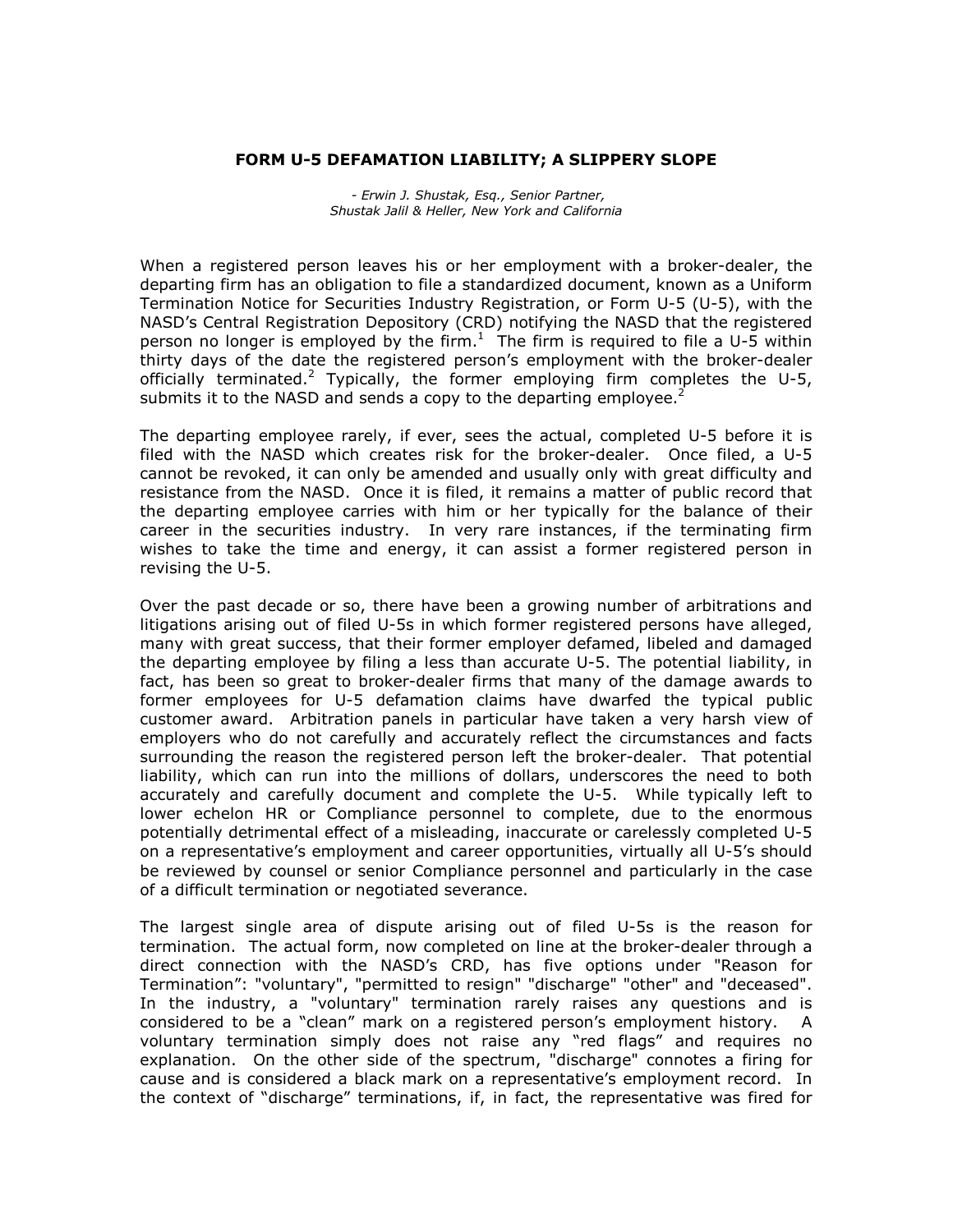# FORM U-5 DEFAMATION LIABILITY; A SLIPPERY SLOPE

*- Erwin J. Shustak, Esq., Senior Partner,*
*Shustak Jalil & Heller, New York and California*

When a registered person leaves his or her employment with a broker-dealer, the departing firm has an obligation to file a standardized document, known as a Uniform Termination Notice for Securities Industry Registration, or Form U-5 (U-5), with the NASD's Central Registration Depository (CRD) notifying the NASD that the registered person no longer is employed by the firm.[1] The firm is required to file a U-5 within thirty days of the date the registered person's employment with the broker-dealer officially terminated.[2] Typically, the former employing firm completes the U-5, submits it to the NASD and sends a copy to the departing employee.[2]

The departing employee rarely, if ever, sees the actual, completed U-5 before it is filed with the NASD which creates risk for the broker-dealer. Once filed, a U-5 cannot be revoked, it can only be amended and usually only with great difficulty and resistance from the NASD. Once it is filed, it remains a matter of public record that the departing employee carries with him or her typically for the balance of their career in the securities industry. In very rare instances, if the terminating firm wishes to take the time and energy, it can assist a former registered person in revising the U-5.

Over the past decade or so, there have been a growing number of arbitrations and litigations arising out of filed U-5s in which former registered persons have alleged, many with great success, that their former employer defamed, libeled and damaged the departing employee by filing a less than accurate U-5. The potential liability, in fact, has been so great to broker-dealer firms that many of the damage awards to former employees for U-5 defamation claims have dwarfed the typical public customer award. Arbitration panels in particular have taken a very harsh view of employers who do not carefully and accurately reflect the circumstances and facts surrounding the reason the registered person left the broker-dealer. That potential liability, which can run into the millions of dollars, underscores the need to both accurately and carefully document and complete the U-5. While typically left to lower echelon HR or Compliance personnel to complete, due to the enormous potentially detrimental effect of a misleading, inaccurate or carelessly completed U-5 on a representative's employment and career opportunities, virtually all U-5's should be reviewed by counsel or senior Compliance personnel and particularly in the case of a difficult termination or negotiated severance.

The largest single area of dispute arising out of filed U-5s is the reason for termination. The actual form, now completed on line at the broker-dealer through a direct connection with the NASD's CRD, has five options under "Reason for Termination": "voluntary", "permitted to resign" "discharge" "other" and "deceased". In the industry, a "voluntary" termination rarely raises any questions and is considered to be a "clean" mark on a registered person's employment history. A voluntary termination simply does not raise any "red flags" and requires no explanation. On the other side of the spectrum, "discharge" connotes a firing for cause and is considered a black mark on a representative's employment record. In the context of "discharge" terminations, if, in fact, the representative was fired for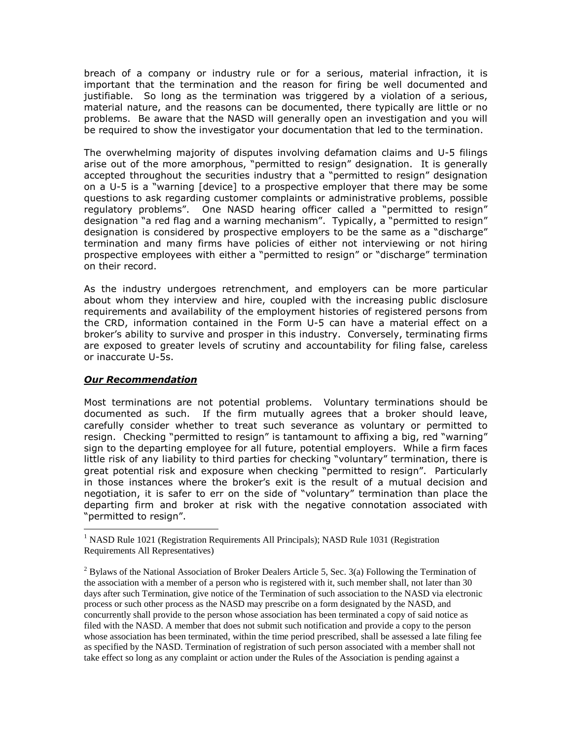breach of a company or industry rule or for a serious, material infraction, it is important that the termination and the reason for firing be well documented and justifiable. So long as the termination was triggered by a violation of a serious, material nature, and the reasons can be documented, there typically are little or no problems. Be aware that the NASD will generally open an investigation and you will be required to show the investigator your documentation that led to the termination.

The overwhelming majority of disputes involving defamation claims and U-5 filings arise out of the more amorphous, "permitted to resign" designation. It is generally accepted throughout the securities industry that a "permitted to resign" designation on a U-5 is a "warning [device] to a prospective employer that there may be some questions to ask regarding customer complaints or administrative problems, possible regulatory problems". One NASD hearing officer called a "permitted to resign" designation "a red flag and a warning mechanism". Typically, a "permitted to resign" designation is considered by prospective employers to be the same as a "discharge" termination and many firms have policies of either not interviewing or not hiring prospective employees with either a "permitted to resign" or "discharge" termination on their record.

As the industry undergoes retrenchment, and employers can be more particular about whom they interview and hire, coupled with the increasing public disclosure requirements and availability of the employment histories of registered persons from the CRD, information contained in the Form U-5 can have a material effect on a broker's ability to survive and prosper in this industry. Conversely, terminating firms are exposed to greater levels of scrutiny and accountability for filing false, careless or inaccurate U-5s.

## ***Our Recommendation***

Most terminations are not potential problems. Voluntary terminations should be documented as such. If the firm mutually agrees that a broker should leave, carefully consider whether to treat such severance as voluntary or permitted to resign. Checking "permitted to resign" is tantamount to affixing a big, red "warning" sign to the departing employee for all future, potential employers. While a firm faces little risk of any liability to third parties for checking "voluntary" termination, there is great potential risk and exposure when checking "permitted to resign". Particularly in those instances where the broker's exit is the result of a mutual decision and negotiation, it is safer to err on the side of "voluntary" termination than place the departing firm and broker at risk with the negative connotation associated with "permitted to resign".

---

[1] NASD Rule 1021 (Registration Requirements All Principals); NASD Rule 1031 (Registration Requirements All Representatives)

[2] Bylaws of the National Association of Broker Dealers Article 5, Sec. 3(a) Following the Termination of the association with a member of a person who is registered with it, such member shall, not later than 30 days after such Termination, give notice of the Termination of such association to the NASD via electronic process or such other process as the NASD may prescribe on a form designated by the NASD, and concurrently shall provide to the person whose association has been terminated a copy of said notice as filed with the NASD. A member that does not submit such notification and provide a copy to the person whose association has been terminated, within the time period prescribed, shall be assessed a late filing fee as specified by the NASD. Termination of registration of such person associated with a member shall not take effect so long as any complaint or action under the Rules of the Association is pending against a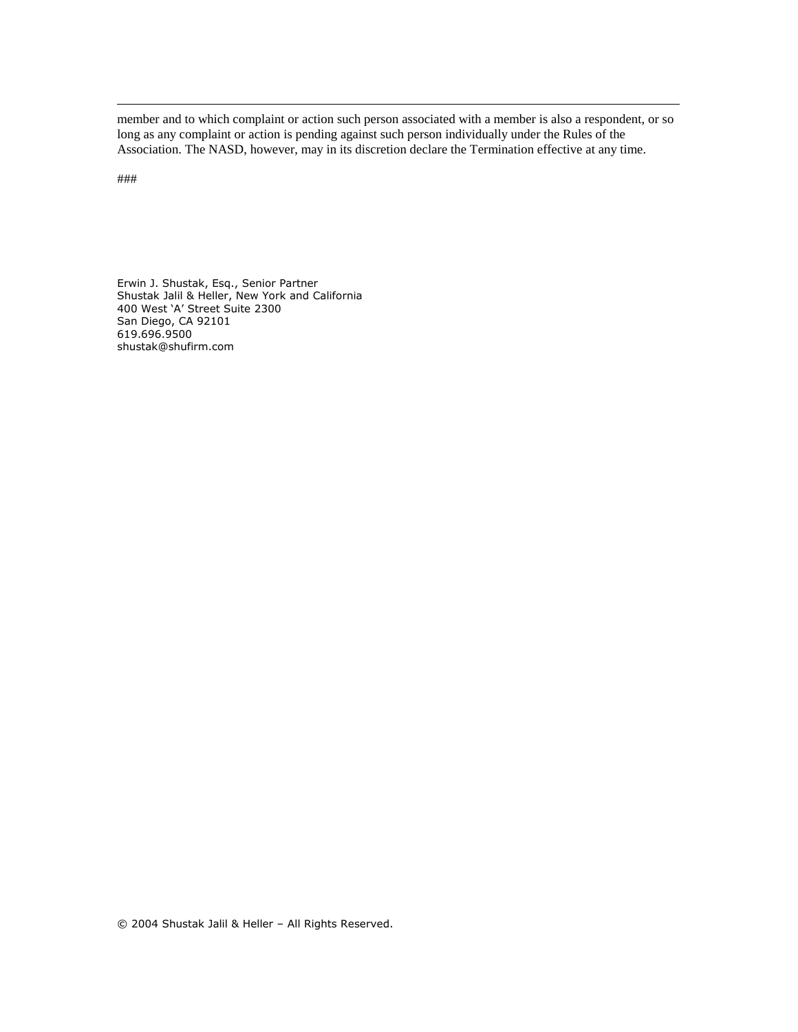member and to which complaint or action such person associated with a member is also a respondent, or so long as any complaint or action is pending against such person individually under the Rules of the Association. The NASD, however, may in its discretion declare the Termination effective at any time.

###

Erwin J. Shustak, Esq., Senior Partner
Shustak Jalil & Heller, New York and California
400 West 'A' Street Suite 2300
San Diego, CA 92101
619.696.9500
shustak@shufirm.com

© 2004 Shustak Jalil & Heller – All Rights Reserved.